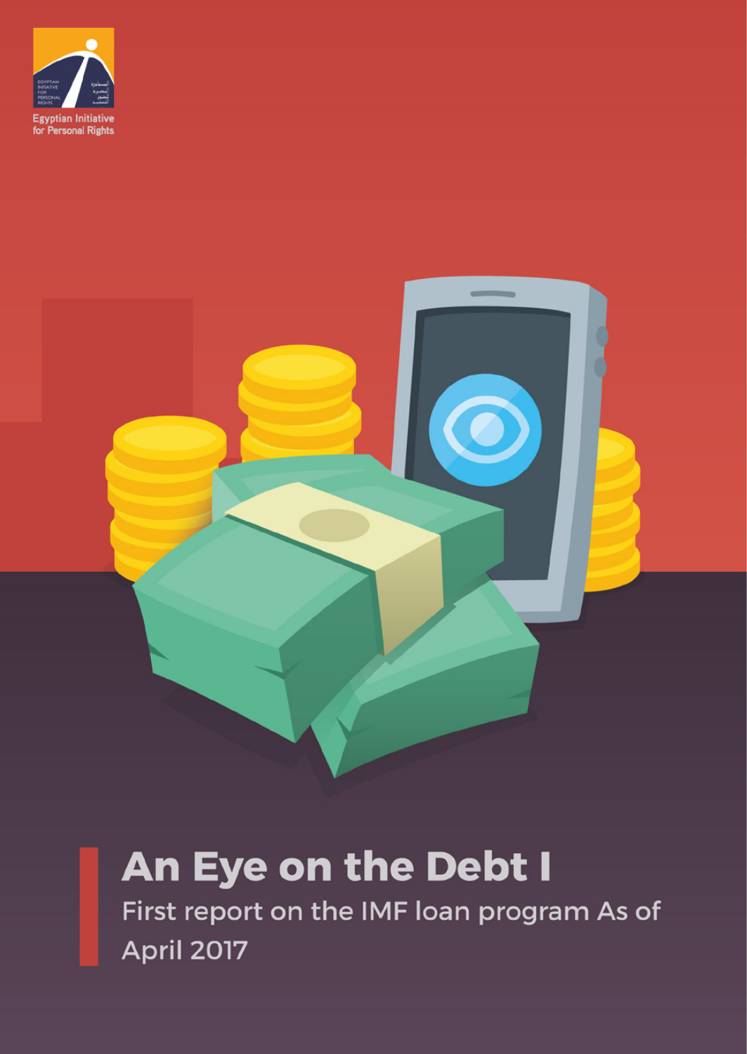Egyptian Initiative for Personal Rights

# An Eye on the Debt I

First report on the IMF loan program As of April 2017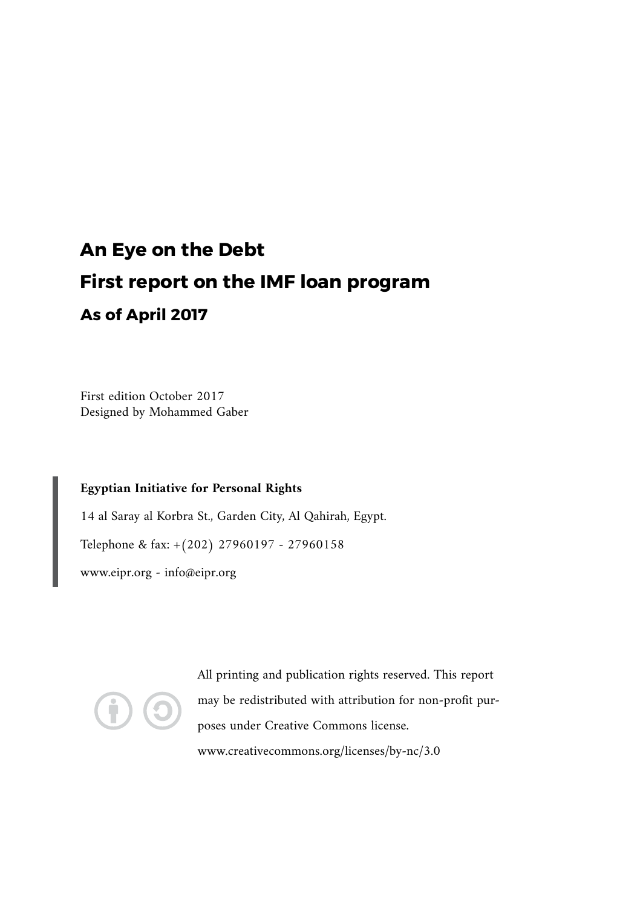# An Eye on the Debt

# First report on the IMF loan program

## As of April 2017

First edition October 2017
Designed by Mohammed Gaber

**Egyptian Initiative for Personal Rights**

14 al Saray al Korbra St., Garden City, Al Qahirah, Egypt.

Telephone & fax: +(202) 27960197 - 27960158

www.eipr.org - info@eipr.org

All printing and publication rights reserved. This report may be redistributed with attribution for non-profit purposes under Creative Commons license.

www.creativecommons.org/licenses/by-nc/3.0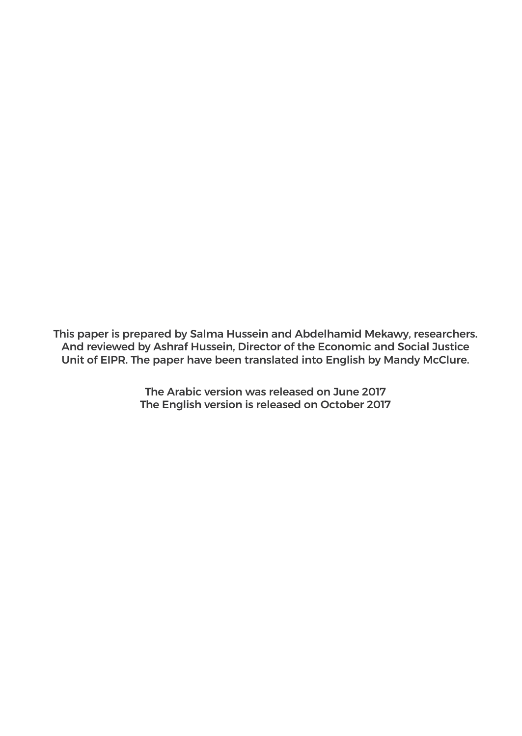This paper is prepared by Salma Hussein and Abdelhamid Mekawy, researchers. And reviewed by Ashraf Hussein, Director of the Economic and Social Justice Unit of EIPR. The paper have been translated into English by Mandy McClure.

The Arabic version was released on June 2017
The English version is released on October 2017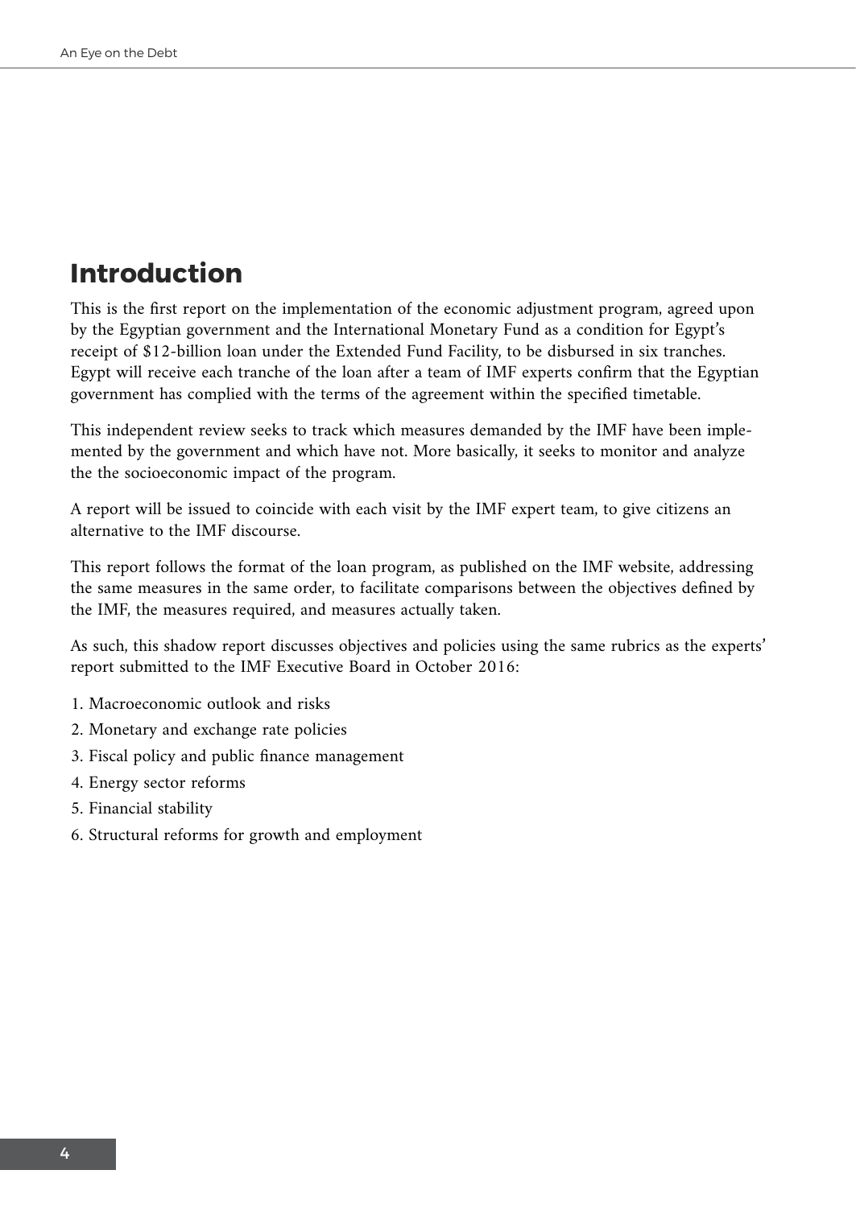# Introduction

This is the first report on the implementation of the economic adjustment program, agreed upon by the Egyptian government and the International Monetary Fund as a condition for Egypt's receipt of $12-billion loan under the Extended Fund Facility, to be disbursed in six tranches. Egypt will receive each tranche of the loan after a team of IMF experts confirm that the Egyptian government has complied with the terms of the agreement within the specified timetable.

This independent review seeks to track which measures demanded by the IMF have been implemented by the government and which have not. More basically, it seeks to monitor and analyze the the socioeconomic impact of the program.

A report will be issued to coincide with each visit by the IMF expert team, to give citizens an alternative to the IMF discourse.

This report follows the format of the loan program, as published on the IMF website, addressing the same measures in the same order, to facilitate comparisons between the objectives defined by the IMF, the measures required, and measures actually taken.

As such, this shadow report discusses objectives and policies using the same rubrics as the experts' report submitted to the IMF Executive Board in October 2016:

1. Macroeconomic outlook and risks
2. Monetary and exchange rate policies
3. Fiscal policy and public finance management
4. Energy sector reforms
5. Financial stability
6. Structural reforms for growth and employment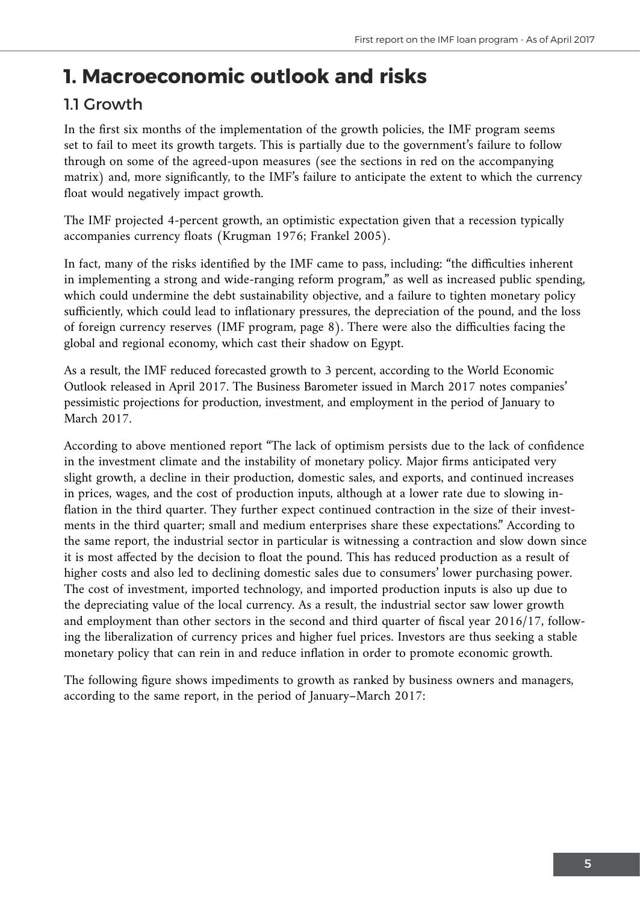# 1. Macroeconomic outlook and risks

## 1.1 Growth

In the first six months of the implementation of the growth policies, the IMF program seems set to fail to meet its growth targets. This is partially due to the government's failure to follow through on some of the agreed-upon measures (see the sections in red on the accompanying matrix) and, more significantly, to the IMF's failure to anticipate the extent to which the currency float would negatively impact growth.

The IMF projected 4-percent growth, an optimistic expectation given that a recession typically accompanies currency floats (Krugman 1976; Frankel 2005).

In fact, many of the risks identified by the IMF came to pass, including: "the difficulties inherent in implementing a strong and wide-ranging reform program," as well as increased public spending, which could undermine the debt sustainability objective, and a failure to tighten monetary policy sufficiently, which could lead to inflationary pressures, the depreciation of the pound, and the loss of foreign currency reserves (IMF program, page 8). There were also the difficulties facing the global and regional economy, which cast their shadow on Egypt.

As a result, the IMF reduced forecasted growth to 3 percent, according to the World Economic Outlook released in April 2017. The Business Barometer issued in March 2017 notes companies' pessimistic projections for production, investment, and employment in the period of January to March 2017.

According to above mentioned report "The lack of optimism persists due to the lack of confidence in the investment climate and the instability of monetary policy. Major firms anticipated very slight growth, a decline in their production, domestic sales, and exports, and continued increases in prices, wages, and the cost of production inputs, although at a lower rate due to slowing inflation in the third quarter. They further expect continued contraction in the size of their investments in the third quarter; small and medium enterprises share these expectations." According to the same report, the industrial sector in particular is witnessing a contraction and slow down since it is most affected by the decision to float the pound. This has reduced production as a result of higher costs and also led to declining domestic sales due to consumers' lower purchasing power. The cost of investment, imported technology, and imported production inputs is also up due to the depreciating value of the local currency. As a result, the industrial sector saw lower growth and employment than other sectors in the second and third quarter of fiscal year 2016/17, following the liberalization of currency prices and higher fuel prices. Investors are thus seeking a stable monetary policy that can rein in and reduce inflation in order to promote economic growth.

The following figure shows impediments to growth as ranked by business owners and managers, according to the same report, in the period of January–March 2017: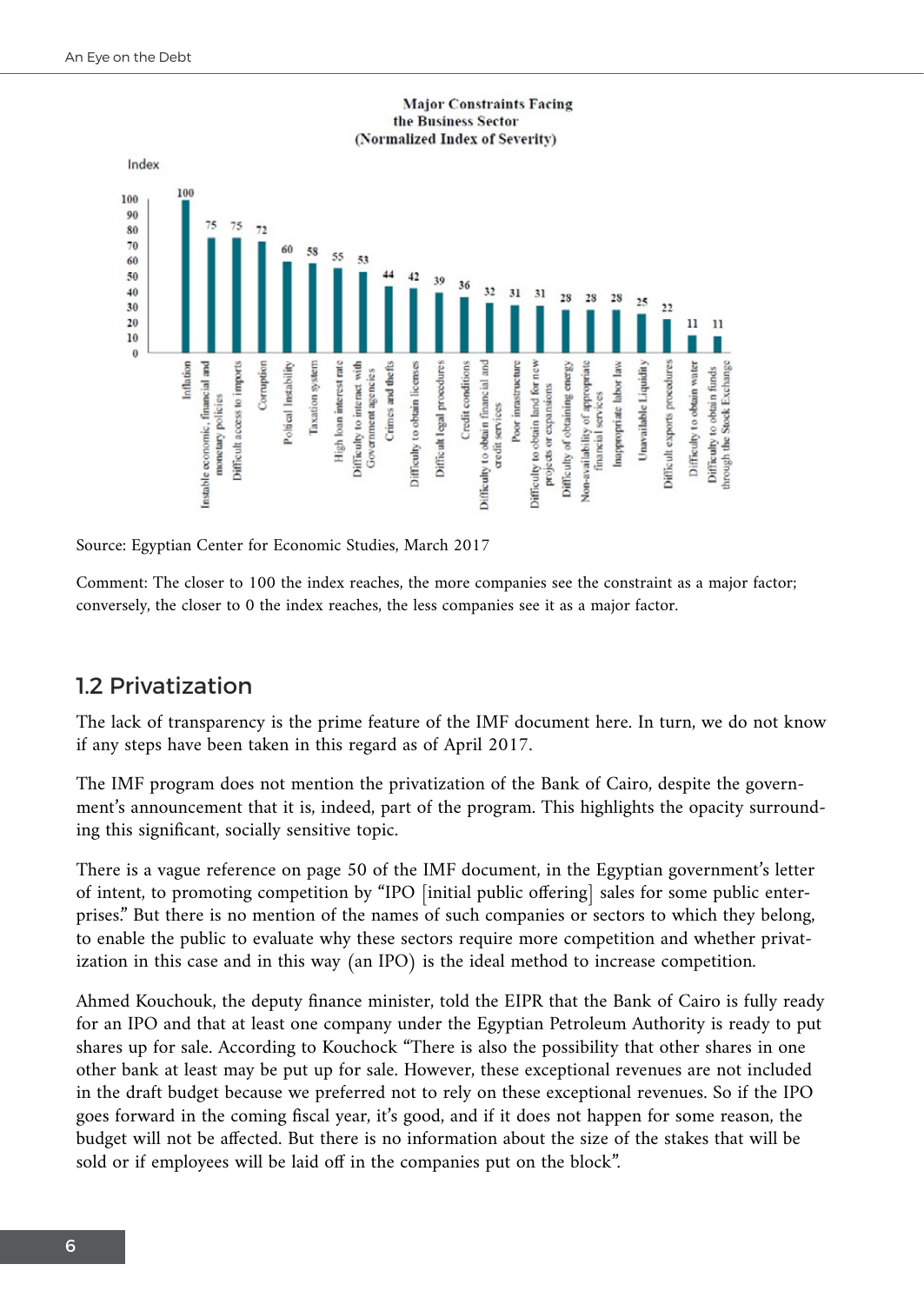**Major Constraints Facing the Business Sector (Normalized Index of Severity)**

| Constraint | Index |
|---|---|
| Inflation | 100 |
| Instable economic, financial and monetary policies | 75 |
| Difficult access to imports | 75 |
| Corruption | 72 |
| Politcal Instability | 60 |
| Taxation system | 58 |
| High loan interest rate | 55 |
| Difficulty to interact with Government agencies | 53 |
| Crimes and thefts | 44 |
| Difficulty to obtain licenses | 42 |
| Difficult legal procedures | 39 |
| Credit conditions | 36 |
| Difficulty to obtain financial and credit services | 32 |
| Poor infrastructure | 31 |
| Difficulty to obtain land for new projects or expansions | 31 |
| Difficulty of obtaining energy | 28 |
| Non-availability of appropriate financial services | 28 |
| Inappropriate labor law | 28 |
| Unavailable Liquidity | 25 |
| Difficult exports procedures | 22 |
| Difficulty to obtain water | 11 |
| Difficulty to obtain funds through the Stock Exchange | 11 |

Source: Egyptian Center for Economic Studies, March 2017

Comment: The closer to 100 the index reaches, the more companies see the constraint as a major factor; conversely, the closer to 0 the index reaches, the less companies see it as a major factor.

## 1.2 Privatization

The lack of transparency is the prime feature of the IMF document here. In turn, we do not know if any steps have been taken in this regard as of April 2017.

The IMF program does not mention the privatization of the Bank of Cairo, despite the government's announcement that it is, indeed, part of the program. This highlights the opacity surrounding this significant, socially sensitive topic.

There is a vague reference on page 50 of the IMF document, in the Egyptian government's letter of intent, to promoting competition by "IPO [initial public offering] sales for some public enterprises." But there is no mention of the names of such companies or sectors to which they belong, to enable the public to evaluate why these sectors require more competition and whether privatization in this case and in this way (an IPO) is the ideal method to increase competition.

Ahmed Kouchouk, the deputy finance minister, told the EIPR that the Bank of Cairo is fully ready for an IPO and that at least one company under the Egyptian Petroleum Authority is ready to put shares up for sale. According to Kouchock "There is also the possibility that other shares in one other bank at least may be put up for sale. However, these exceptional revenues are not included in the draft budget because we preferred not to rely on these exceptional revenues. So if the IPO goes forward in the coming fiscal year, it's good, and if it does not happen for some reason, the budget will not be affected. But there is no information about the size of the stakes that will be sold or if employees will be laid off in the companies put on the block".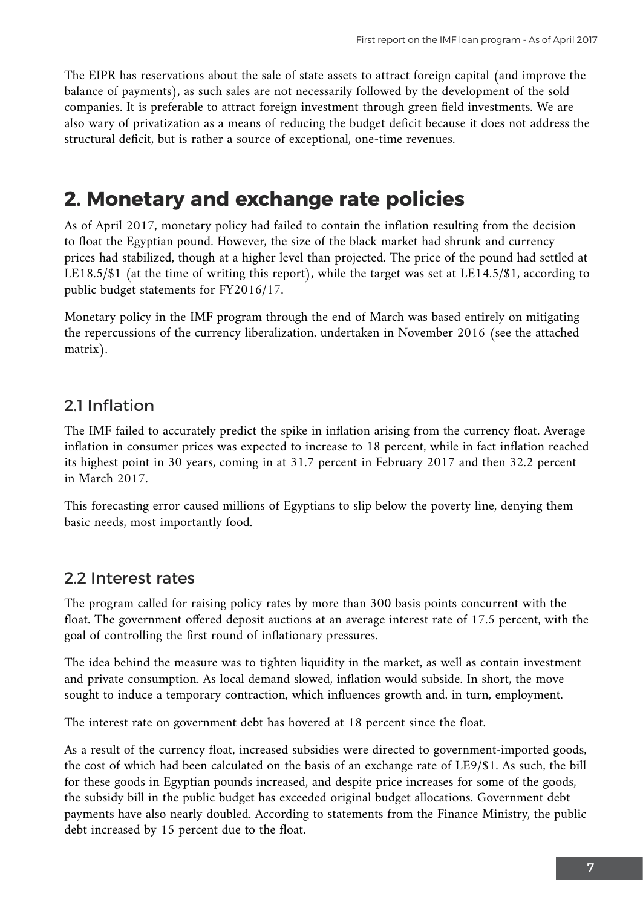The EIPR has reservations about the sale of state assets to attract foreign capital (and improve the balance of payments), as such sales are not necessarily followed by the development of the sold companies. It is preferable to attract foreign investment through green field investments. We are also wary of privatization as a means of reducing the budget deficit because it does not address the structural deficit, but is rather a source of exceptional, one-time revenues.

# 2. Monetary and exchange rate policies

As of April 2017, monetary policy had failed to contain the inflation resulting from the decision to float the Egyptian pound. However, the size of the black market had shrunk and currency prices had stabilized, though at a higher level than projected. The price of the pound had settled at LE18.5/$1 (at the time of writing this report), while the target was set at LE14.5/$1, according to public budget statements for FY2016/17.

Monetary policy in the IMF program through the end of March was based entirely on mitigating the repercussions of the currency liberalization, undertaken in November 2016 (see the attached matrix).

## 2.1 Inflation

The IMF failed to accurately predict the spike in inflation arising from the currency float. Average inflation in consumer prices was expected to increase to 18 percent, while in fact inflation reached its highest point in 30 years, coming in at 31.7 percent in February 2017 and then 32.2 percent in March 2017.

This forecasting error caused millions of Egyptians to slip below the poverty line, denying them basic needs, most importantly food.

## 2.2 Interest rates

The program called for raising policy rates by more than 300 basis points concurrent with the float. The government offered deposit auctions at an average interest rate of 17.5 percent, with the goal of controlling the first round of inflationary pressures.

The idea behind the measure was to tighten liquidity in the market, as well as contain investment and private consumption. As local demand slowed, inflation would subside. In short, the move sought to induce a temporary contraction, which influences growth and, in turn, employment.

The interest rate on government debt has hovered at 18 percent since the float.

As a result of the currency float, increased subsidies were directed to government-imported goods, the cost of which had been calculated on the basis of an exchange rate of LE9/$1. As such, the bill for these goods in Egyptian pounds increased, and despite price increases for some of the goods, the subsidy bill in the public budget has exceeded original budget allocations. Government debt payments have also nearly doubled. According to statements from the Finance Ministry, the public debt increased by 15 percent due to the float.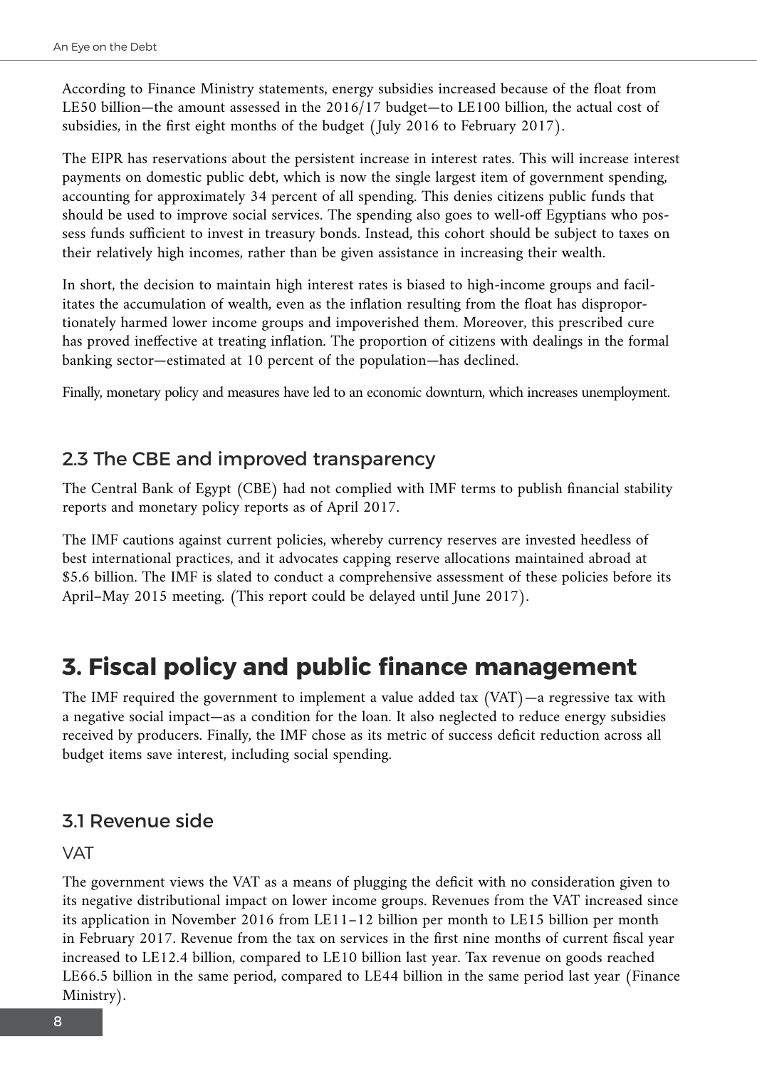According to Finance Ministry statements, energy subsidies increased because of the float from LE50 billion—the amount assessed in the 2016/17 budget—to LE100 billion, the actual cost of subsidies, in the first eight months of the budget (July 2016 to February 2017).

The EIPR has reservations about the persistent increase in interest rates. This will increase interest payments on domestic public debt, which is now the single largest item of government spending, accounting for approximately 34 percent of all spending. This denies citizens public funds that should be used to improve social services. The spending also goes to well-off Egyptians who possess funds sufficient to invest in treasury bonds. Instead, this cohort should be subject to taxes on their relatively high incomes, rather than be given assistance in increasing their wealth.

In short, the decision to maintain high interest rates is biased to high-income groups and facilitates the accumulation of wealth, even as the inflation resulting from the float has disproportionately harmed lower income groups and impoverished them. Moreover, this prescribed cure has proved ineffective at treating inflation. The proportion of citizens with dealings in the formal banking sector—estimated at 10 percent of the population—has declined.

Finally, monetary policy and measures have led to an economic downturn, which increases unemployment.

### 2.3 The CBE and improved transparency

The Central Bank of Egypt (CBE) had not complied with IMF terms to publish financial stability reports and monetary policy reports as of April 2017.

The IMF cautions against current policies, whereby currency reserves are invested heedless of best international practices, and it advocates capping reserve allocations maintained abroad at $5.6 billion. The IMF is slated to conduct a comprehensive assessment of these policies before its April–May 2015 meeting. (This report could be delayed until June 2017).

## 3. Fiscal policy and public finance management

The IMF required the government to implement a value added tax (VAT)—a regressive tax with a negative social impact—as a condition for the loan. It also neglected to reduce energy subsidies received by producers. Finally, the IMF chose as its metric of success deficit reduction across all budget items save interest, including social spending.

### 3.1 Revenue side

#### VAT

The government views the VAT as a means of plugging the deficit with no consideration given to its negative distributional impact on lower income groups. Revenues from the VAT increased since its application in November 2016 from LE11–12 billion per month to LE15 billion per month in February 2017. Revenue from the tax on services in the first nine months of current fiscal year increased to LE12.4 billion, compared to LE10 billion last year. Tax revenue on goods reached LE66.5 billion in the same period, compared to LE44 billion in the same period last year (Finance Ministry).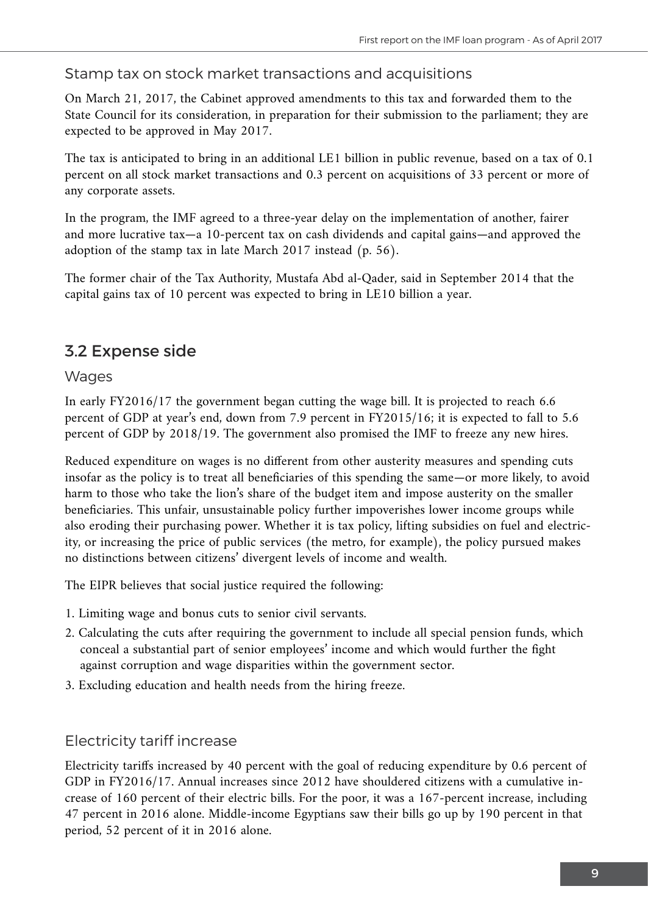### Stamp tax on stock market transactions and acquisitions

On March 21, 2017, the Cabinet approved amendments to this tax and forwarded them to the State Council for its consideration, in preparation for their submission to the parliament; they are expected to be approved in May 2017.

The tax is anticipated to bring in an additional LE1 billion in public revenue, based on a tax of 0.1 percent on all stock market transactions and 0.3 percent on acquisitions of 33 percent or more of any corporate assets.

In the program, the IMF agreed to a three-year delay on the implementation of another, fairer and more lucrative tax—a 10-percent tax on cash dividends and capital gains—and approved the adoption of the stamp tax in late March 2017 instead (p. 56).

The former chair of the Tax Authority, Mustafa Abd al-Qader, said in September 2014 that the capital gains tax of 10 percent was expected to bring in LE10 billion a year.

## 3.2 Expense side

### Wages

In early FY2016/17 the government began cutting the wage bill. It is projected to reach 6.6 percent of GDP at year's end, down from 7.9 percent in FY2015/16; it is expected to fall to 5.6 percent of GDP by 2018/19. The government also promised the IMF to freeze any new hires.

Reduced expenditure on wages is no different from other austerity measures and spending cuts insofar as the policy is to treat all beneficiaries of this spending the same—or more likely, to avoid harm to those who take the lion's share of the budget item and impose austerity on the smaller beneficiaries. This unfair, unsustainable policy further impoverishes lower income groups while also eroding their purchasing power. Whether it is tax policy, lifting subsidies on fuel and electricity, or increasing the price of public services (the metro, for example), the policy pursued makes no distinctions between citizens' divergent levels of income and wealth.

The EIPR believes that social justice required the following:

1. Limiting wage and bonus cuts to senior civil servants.
2. Calculating the cuts after requiring the government to include all special pension funds, which conceal a substantial part of senior employees' income and which would further the fight against corruption and wage disparities within the government sector.
3. Excluding education and health needs from the hiring freeze.

### Electricity tariff increase

Electricity tariffs increased by 40 percent with the goal of reducing expenditure by 0.6 percent of GDP in FY2016/17. Annual increases since 2012 have shouldered citizens with a cumulative increase of 160 percent of their electric bills. For the poor, it was a 167-percent increase, including 47 percent in 2016 alone. Middle-income Egyptians saw their bills go up by 190 percent in that period, 52 percent of it in 2016 alone.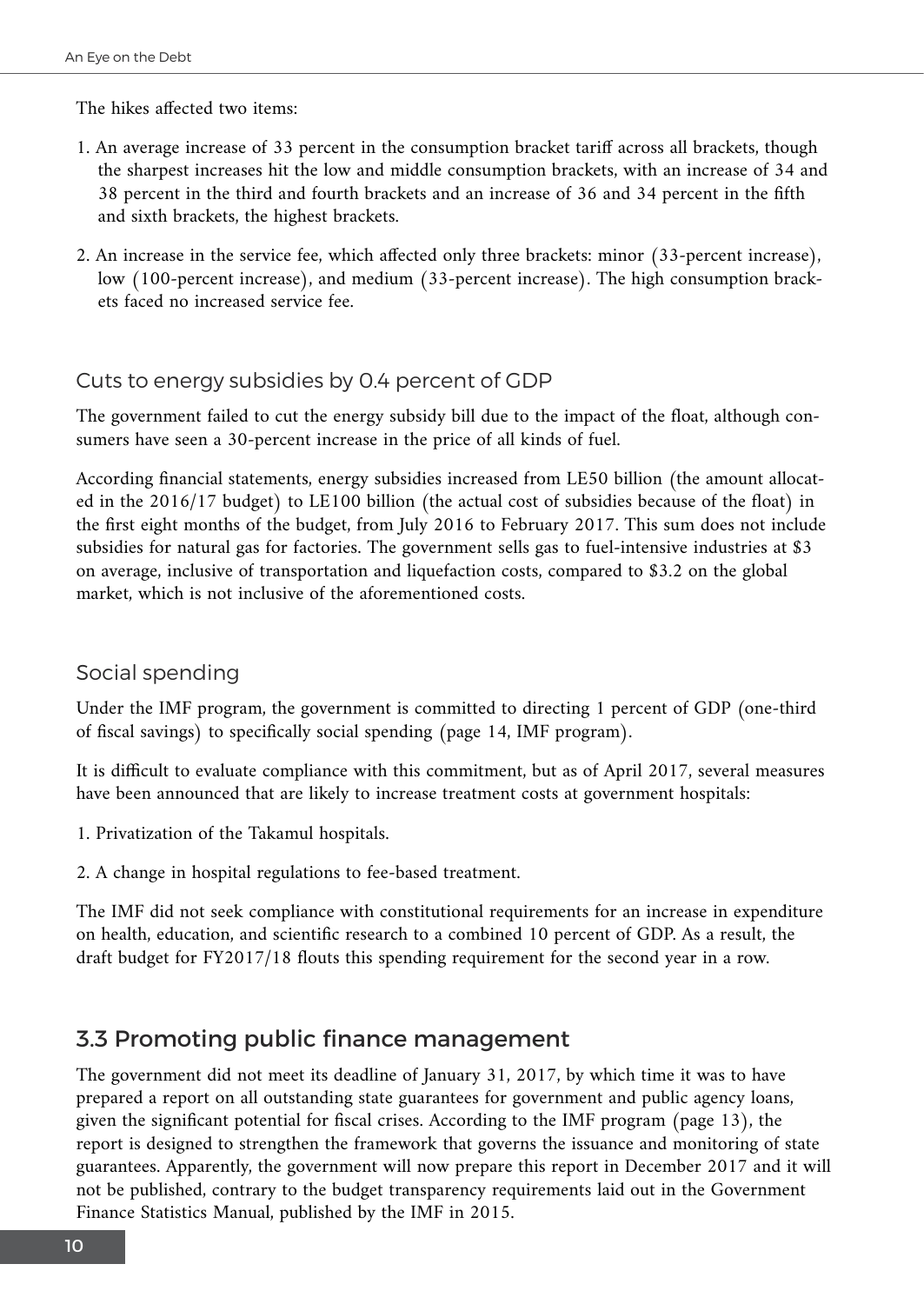The hikes affected two items:

1. An average increase of 33 percent in the consumption bracket tariff across all brackets, though the sharpest increases hit the low and middle consumption brackets, with an increase of 34 and 38 percent in the third and fourth brackets and an increase of 36 and 34 percent in the fifth and sixth brackets, the highest brackets.
2. An increase in the service fee, which affected only three brackets: minor (33-percent increase), low (100-percent increase), and medium (33-percent increase). The high consumption brackets faced no increased service fee.

### Cuts to energy subsidies by 0.4 percent of GDP

The government failed to cut the energy subsidy bill due to the impact of the float, although consumers have seen a 30-percent increase in the price of all kinds of fuel.

According financial statements, energy subsidies increased from LE50 billion (the amount allocated in the 2016/17 budget) to LE100 billion (the actual cost of subsidies because of the float) in the first eight months of the budget, from July 2016 to February 2017. This sum does not include subsidies for natural gas for factories. The government sells gas to fuel-intensive industries at $3 on average, inclusive of transportation and liquefaction costs, compared to $3.2 on the global market, which is not inclusive of the aforementioned costs.

### Social spending

Under the IMF program, the government is committed to directing 1 percent of GDP (one-third of fiscal savings) to specifically social spending (page 14, IMF program).

It is difficult to evaluate compliance with this commitment, but as of April 2017, several measures have been announced that are likely to increase treatment costs at government hospitals:

1. Privatization of the Takamul hospitals.
2. A change in hospital regulations to fee-based treatment.

The IMF did not seek compliance with constitutional requirements for an increase in expenditure on health, education, and scientific research to a combined 10 percent of GDP. As a result, the draft budget for FY2017/18 flouts this spending requirement for the second year in a row.

## 3.3 Promoting public finance management

The government did not meet its deadline of January 31, 2017, by which time it was to have prepared a report on all outstanding state guarantees for government and public agency loans, given the significant potential for fiscal crises. According to the IMF program (page 13), the report is designed to strengthen the framework that governs the issuance and monitoring of state guarantees. Apparently, the government will now prepare this report in December 2017 and it will not be published, contrary to the budget transparency requirements laid out in the Government Finance Statistics Manual, published by the IMF in 2015.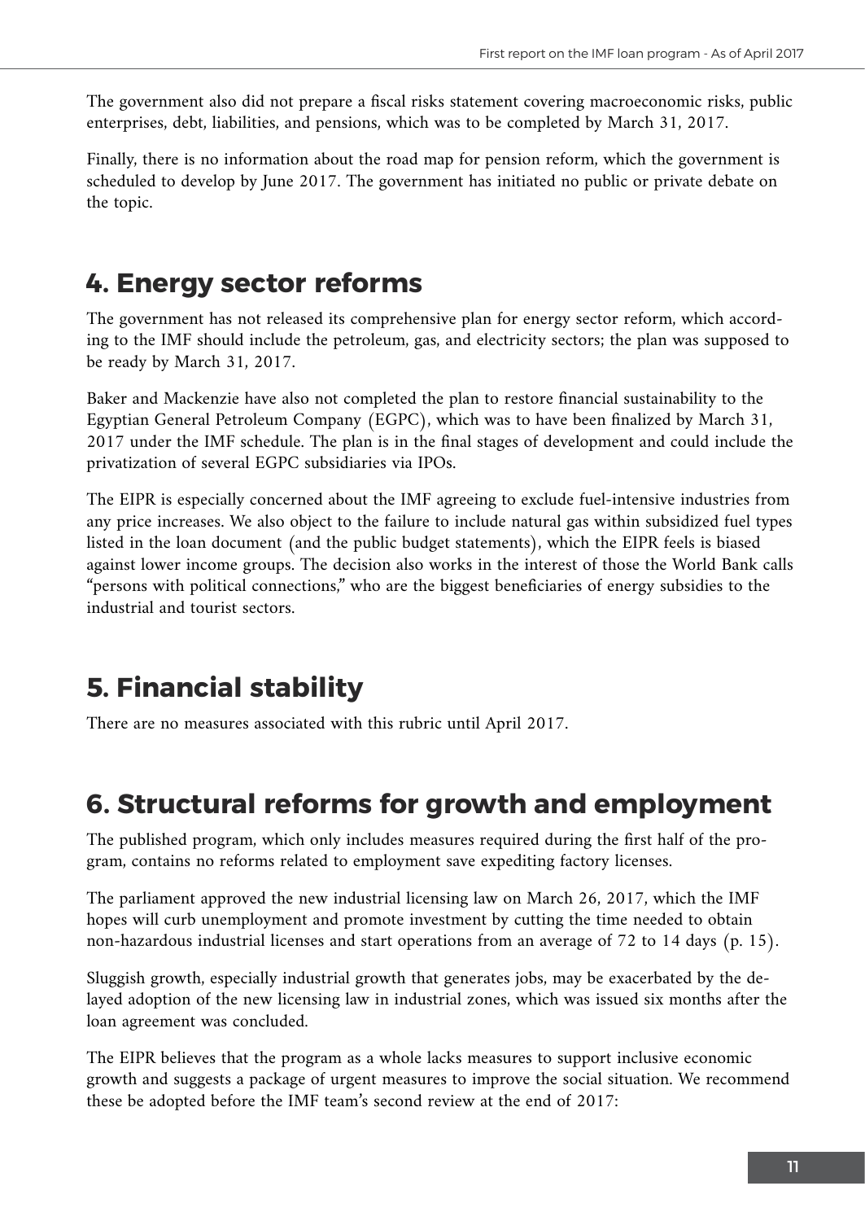The government also did not prepare a fiscal risks statement covering macroeconomic risks, public enterprises, debt, liabilities, and pensions, which was to be completed by March 31, 2017.

Finally, there is no information about the road map for pension reform, which the government is scheduled to develop by June 2017. The government has initiated no public or private debate on the topic.

## 4. Energy sector reforms

The government has not released its comprehensive plan for energy sector reform, which according to the IMF should include the petroleum, gas, and electricity sectors; the plan was supposed to be ready by March 31, 2017.

Baker and Mackenzie have also not completed the plan to restore financial sustainability to the Egyptian General Petroleum Company (EGPC), which was to have been finalized by March 31, 2017 under the IMF schedule. The plan is in the final stages of development and could include the privatization of several EGPC subsidiaries via IPOs.

The EIPR is especially concerned about the IMF agreeing to exclude fuel-intensive industries from any price increases. We also object to the failure to include natural gas within subsidized fuel types listed in the loan document (and the public budget statements), which the EIPR feels is biased against lower income groups. The decision also works in the interest of those the World Bank calls "persons with political connections," who are the biggest beneficiaries of energy subsidies to the industrial and tourist sectors.

## 5. Financial stability

There are no measures associated with this rubric until April 2017.

## 6. Structural reforms for growth and employment

The published program, which only includes measures required during the first half of the program, contains no reforms related to employment save expediting factory licenses.

The parliament approved the new industrial licensing law on March 26, 2017, which the IMF hopes will curb unemployment and promote investment by cutting the time needed to obtain non-hazardous industrial licenses and start operations from an average of 72 to 14 days (p. 15).

Sluggish growth, especially industrial growth that generates jobs, may be exacerbated by the delayed adoption of the new licensing law in industrial zones, which was issued six months after the loan agreement was concluded.

The EIPR believes that the program as a whole lacks measures to support inclusive economic growth and suggests a package of urgent measures to improve the social situation. We recommend these be adopted before the IMF team's second review at the end of 2017: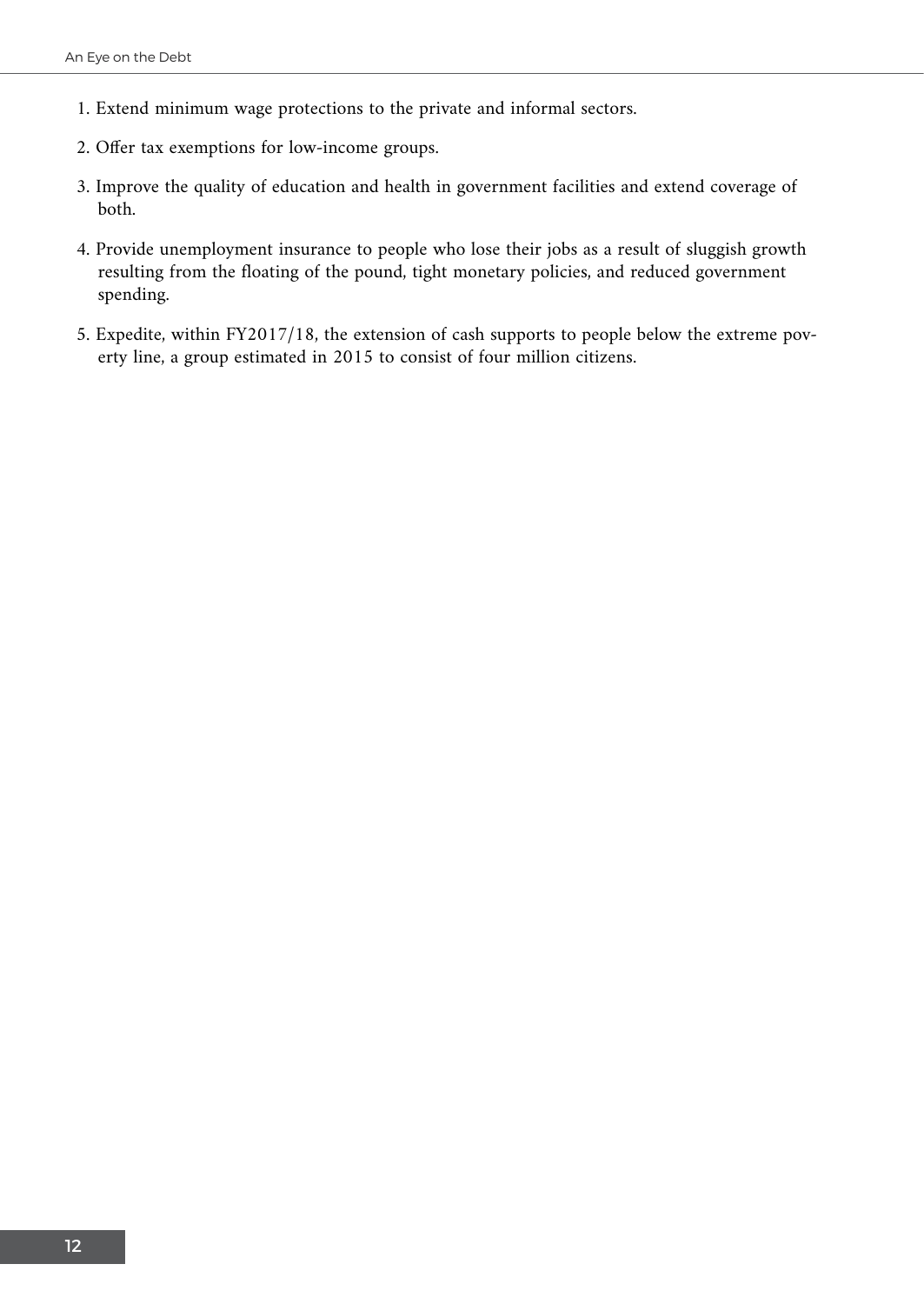1. Extend minimum wage protections to the private and informal sectors.
2. Offer tax exemptions for low-income groups.
3. Improve the quality of education and health in government facilities and extend coverage of both.
4. Provide unemployment insurance to people who lose their jobs as a result of sluggish growth resulting from the floating of the pound, tight monetary policies, and reduced government spending.
5. Expedite, within FY2017/18, the extension of cash supports to people below the extreme poverty line, a group estimated in 2015 to consist of four million citizens.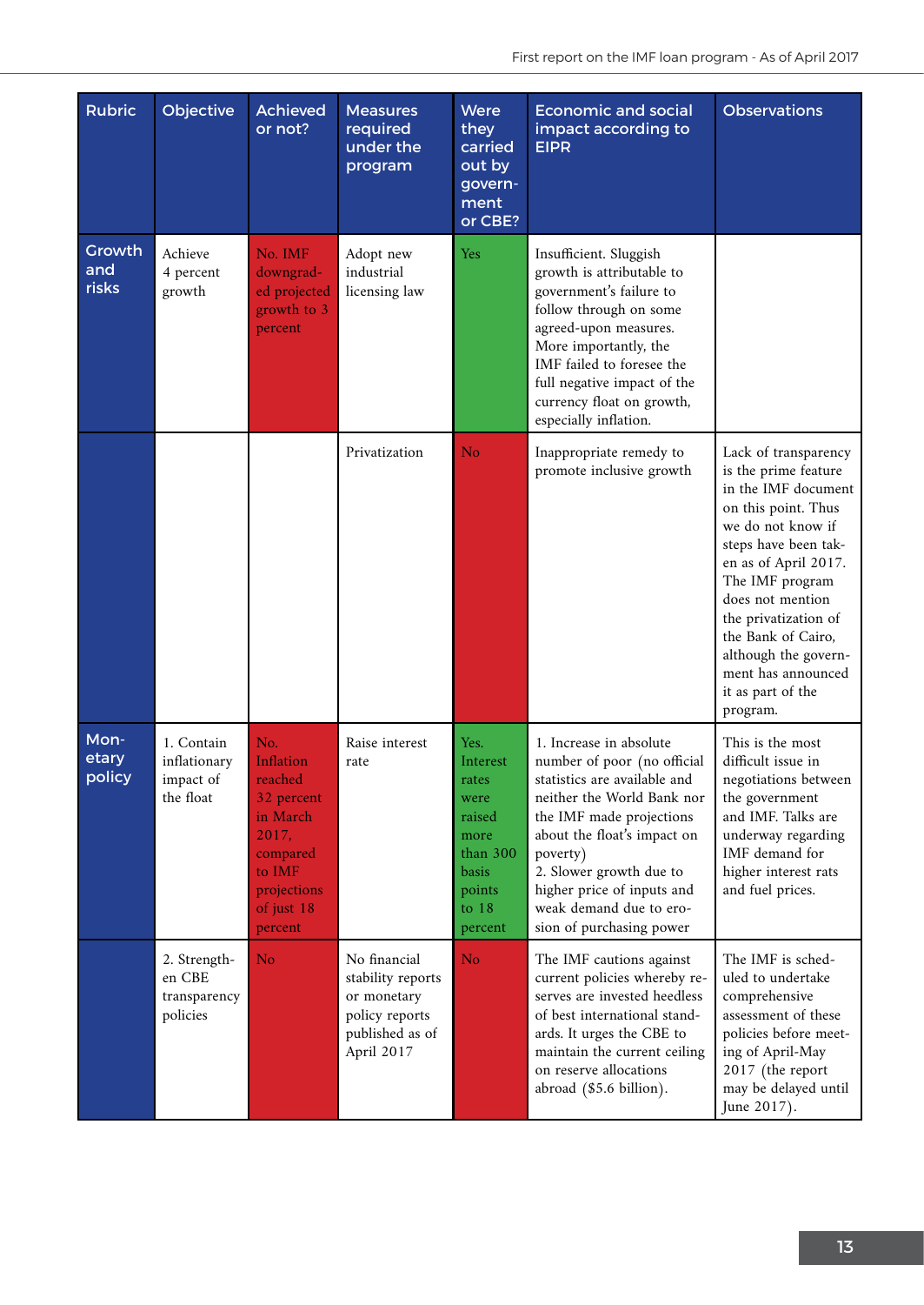| Rubric | Objective | Achieved or not? | Measures required under the program | Were they carried out by government or CBE? | Economic and social impact according to EIPR | Observations |
|---|---|---|---|---|---|---|
| Growth and risks | Achieve 4 percent growth | No. IMF downgraded projected growth to 3 percent | Adopt new industrial licensing law | Yes | Insufficient. Sluggish growth is attributable to government's failure to follow through on some agreed-upon measures. More importantly, the IMF failed to foresee the full negative impact of the currency float on growth, especially inflation. | |
| | | | Privatization | No | Inappropriate remedy to promote inclusive growth | Lack of transparency is the prime feature in the IMF document on this point. Thus we do not know if steps have been taken as of April 2017. The IMF program does not mention the privatization of the Bank of Cairo, although the government has announced it as part of the program. |
| Monetary policy | 1. Contain inflationary impact of the float | No. Inflation reached 32 percent in March 2017, compared to IMF projections of just 18 percent | Raise interest rate | Yes. Interest rates were raised more than 300 basis points to 18 percent | 1. Increase in absolute number of poor (no official statistics are available and neither the World Bank nor the IMF made projections about the float's impact on poverty)<br>2. Slower growth due to higher price of inputs and weak demand due to erosion of purchasing power | This is the most difficult issue in negotiations between the government and IMF. Talks are underway regarding IMF demand for higher interest rats and fuel prices. |
| | 2. Strengthen CBE transparency policies | No | No financial stability reports or monetary policy reports published as of April 2017 | No | The IMF cautions against current policies whereby reserves are invested heedless of best international standards. It urges the CBE to maintain the current ceiling on reserve allocations abroad ($5.6 billion). | The IMF is scheduled to undertake comprehensive assessment of these policies before meeting of April-May 2017 (the report may be delayed until June 2017). |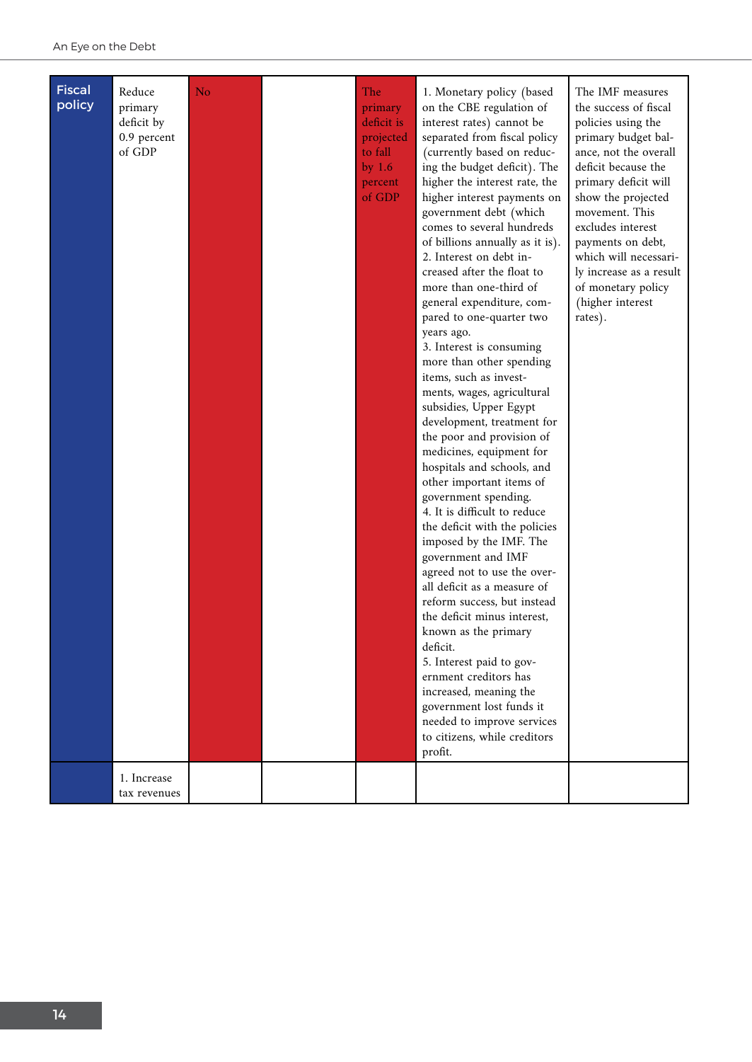| Fiscal policy | Reduce primary deficit by 0.9 percent of GDP | No | | The primary deficit is projected to fall by 1.6 percent of GDP | 1. Monetary policy (based on the CBE regulation of interest rates) cannot be separated from fiscal policy (currently based on reducing the budget deficit). The higher the interest rate, the higher interest payments on government debt (which comes to several hundreds of billions annually as it is).<br>2. Interest on debt increased after the float to more than one-third of general expenditure, compared to one-quarter two years ago.<br>3. Interest is consuming more than other spending items, such as investments, wages, agricultural subsidies, Upper Egypt development, treatment for the poor and provision of medicines, equipment for hospitals and schools, and other important items of government spending.<br>4. It is difficult to reduce the deficit with the policies imposed by the IMF. The government and IMF agreed not to use the overall deficit as a measure of reform success, but instead the deficit minus interest, known as the primary deficit.<br>5. Interest paid to government creditors has increased, meaning the government lost funds it needed to improve services to citizens, while creditors profit. | The IMF measures the success of fiscal policies using the primary budget balance, not the overall deficit because the primary deficit will show the projected movement. This excludes interest payments on debt, which will necessarily increase as a result of monetary policy (higher interest rates). |
|---|---|---|---|---|---|---|
| | 1. Increase tax revenues | | | | | |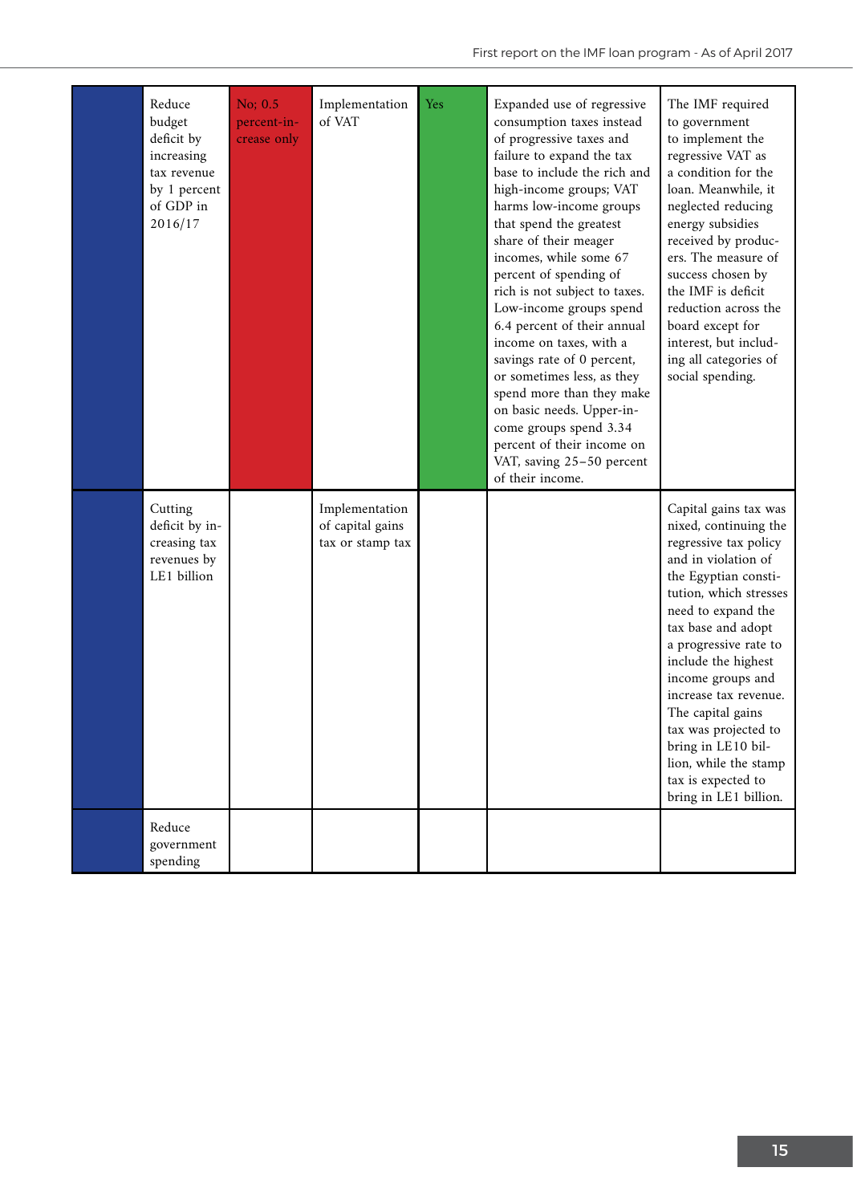| | | | | | | |
|---|---|---|---|---|---|---|
| | Reduce budget deficit by increasing tax revenue by 1 percent of GDP in 2016/17 | No; 0.5 percent-increase only | Implementation of VAT | Yes | Expanded use of regressive consumption taxes instead of progressive taxes and failure to expand the tax base to include the rich and high-income groups; VAT harms low-income groups that spend the greatest share of their meager incomes, while some 67 percent of spending of rich is not subject to taxes. Low-income groups spend 6.4 percent of their annual income on taxes, with a savings rate of 0 percent, or sometimes less, as they spend more than they make on basic needs. Upper-income groups spend 3.34 percent of their income on VAT, saving 25–50 percent of their income. | The IMF required to government to implement the regressive VAT as a condition for the loan. Meanwhile, it neglected reducing energy subsidies received by producers. The measure of success chosen by the IMF is deficit reduction across the board except for interest, but including all categories of social spending. |
| | Cutting deficit by increasing tax revenues by LE1 billion | | Implementation of capital gains tax or stamp tax | | | Capital gains tax was nixed, continuing the regressive tax policy and in violation of the Egyptian constitution, which stresses need to expand the tax base and adopt a progressive rate to include the highest income groups and increase tax revenue. The capital gains tax was projected to bring in LE10 billion, while the stamp tax is expected to bring in LE1 billion. |
| | Reduce government spending | | | | | |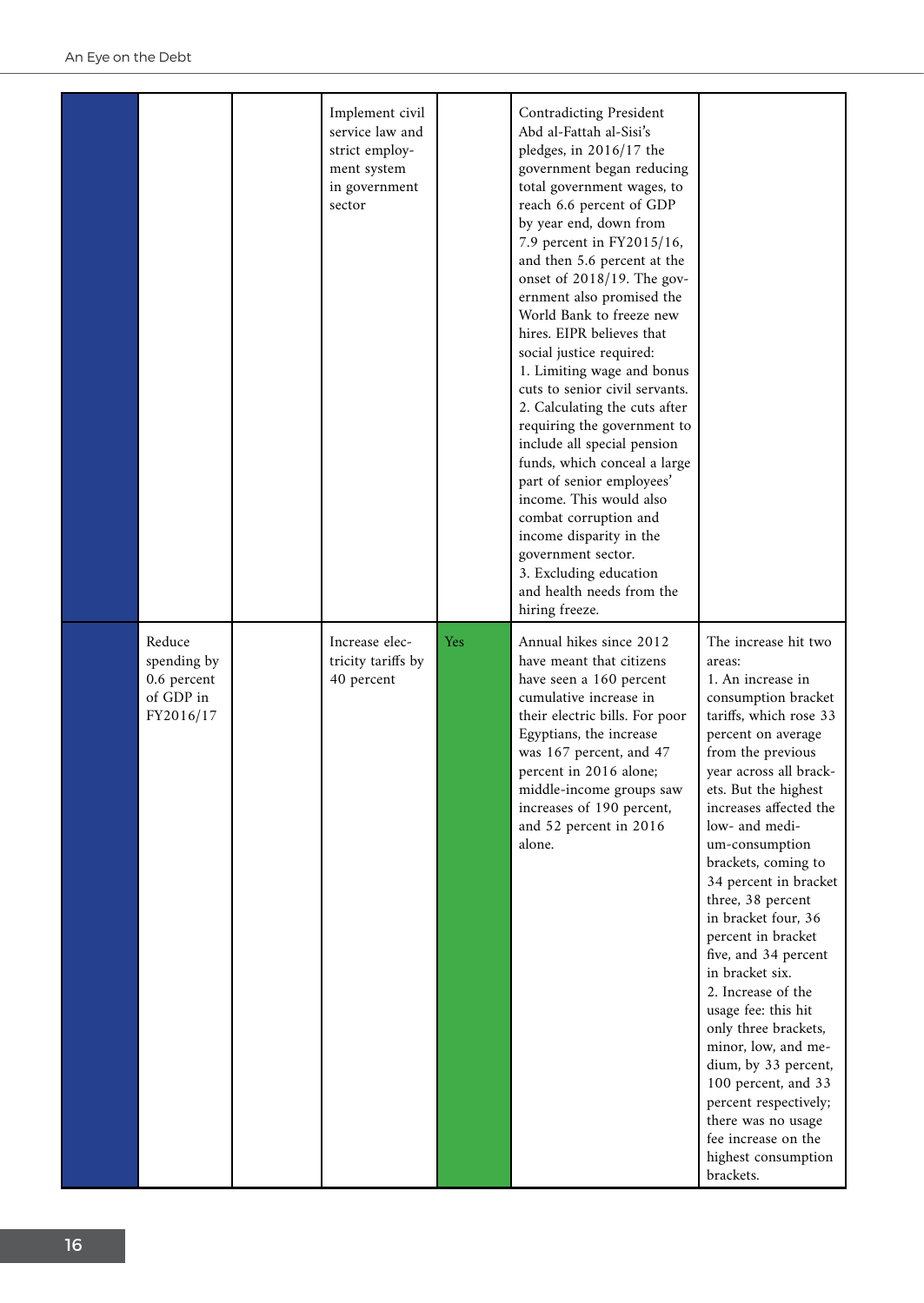| | | | | | | |
|---|---|---|---|---|---|---|
| | | | Implement civil service law and strict employment system in government sector | | Contradicting President Abd al-Fattah al-Sisi's pledges, in 2016/17 the government began reducing total government wages, to reach 6.6 percent of GDP by year end, down from 7.9 percent in FY2015/16, and then 5.6 percent at the onset of 2018/19. The government also promised the World Bank to freeze new hires. EIPR believes that social justice required:<br>1. Limiting wage and bonus cuts to senior civil servants.<br>2. Calculating the cuts after requiring the government to include all special pension funds, which conceal a large part of senior employees' income. This would also combat corruption and income disparity in the government sector.<br>3. Excluding education and health needs from the hiring freeze. | |
| | Reduce spending by 0.6 percent of GDP in FY2016/17 | | Increase electricity tariffs by 40 percent | Yes | Annual hikes since 2012 have meant that citizens have seen a 160 percent cumulative increase in their electric bills. For poor Egyptians, the increase was 167 percent, and 47 percent in 2016 alone; middle-income groups saw increases of 190 percent, and 52 percent in 2016 alone. | The increase hit two areas:<br>1. An increase in consumption bracket tariffs, which rose 33 percent on average from the previous year across all brackets. But the highest increases affected the low- and medium-consumption brackets, coming to 34 percent in bracket three, 38 percent in bracket four, 36 percent in bracket five, and 34 percent in bracket six.<br>2. Increase of the usage fee: this hit only three brackets, minor, low, and medium, by 33 percent, 100 percent, and 33 percent respectively; there was no usage fee increase on the highest consumption brackets. |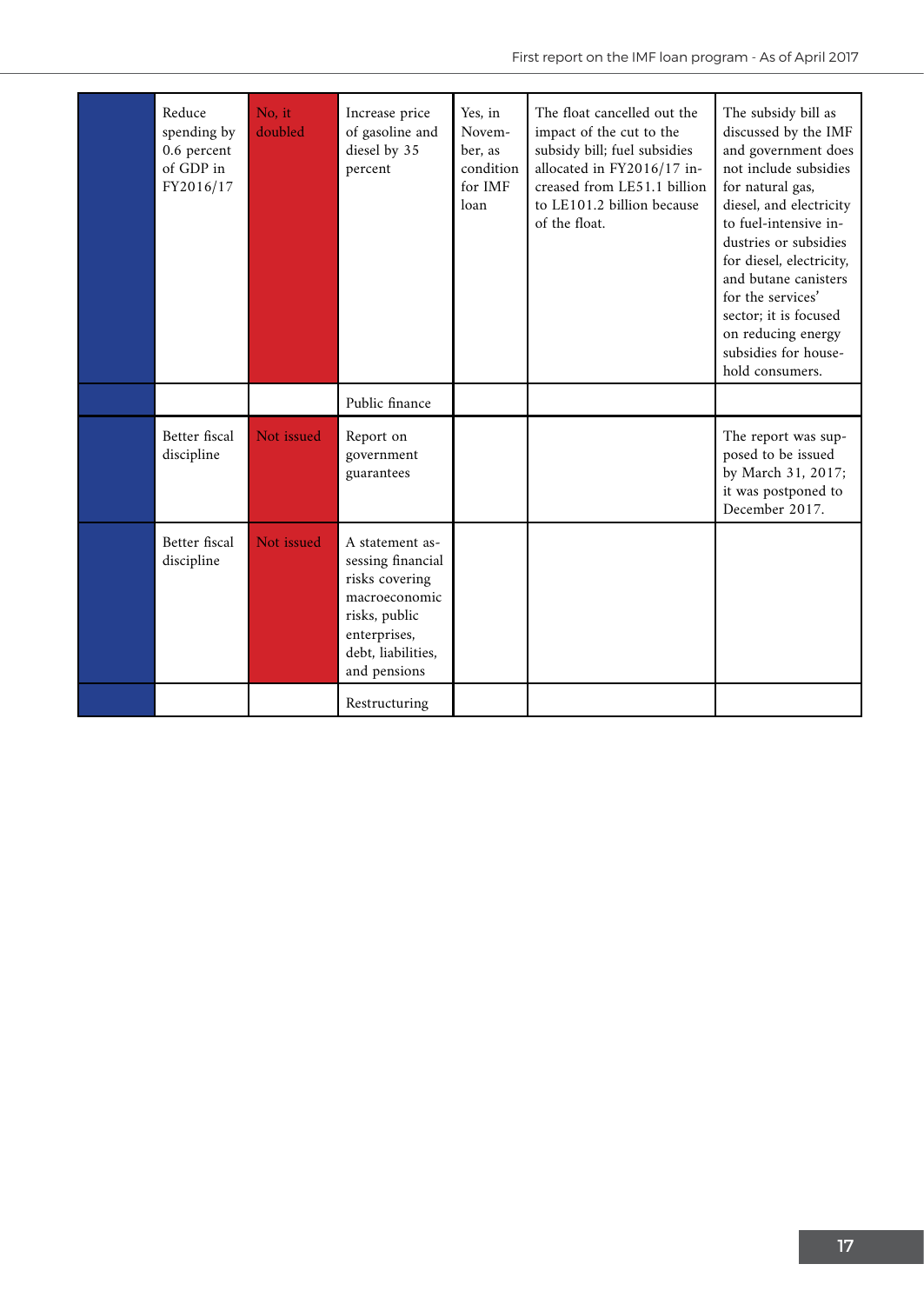|  | Reduce spending by 0.6 percent of GDP in FY2016/17 | No, it doubled | Increase price of gasoline and diesel by 35 percent | Yes, in November, as condition for IMF loan | The float cancelled out the impact of the cut to the subsidy bill; fuel subsidies allocated in FY2016/17 increased from LE51.1 billion to LE101.2 billion because of the float. | The subsidy bill as discussed by the IMF and government does not include subsidies for natural gas, diesel, and electricity to fuel-intensive industries or subsidies for diesel, electricity, and butane canisters for the services' sector; it is focused on reducing energy subsidies for household consumers. |
|---|---|---|---|---|---|---|
|  |  |  | Public finance |  |  |  |
|  | Better fiscal discipline | Not issued | Report on government guarantees |  |  | The report was supposed to be issued by March 31, 2017; it was postponed to December 2017. |
|  | Better fiscal discipline | Not issued | A statement assessing financial risks covering macroeconomic risks, public enterprises, debt, liabilities, and pensions |  |  |  |
|  |  |  | Restructuring |  |  |  |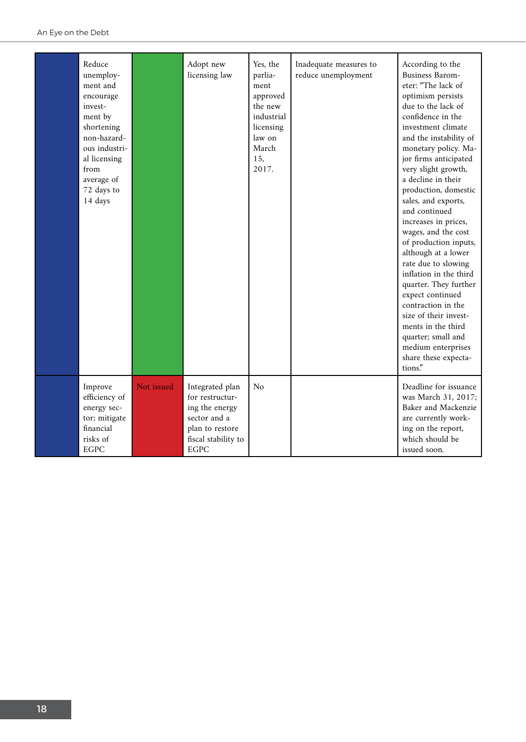| | | | | | | |
|---|---|---|---|---|---|---|
| | Reduce unemployment and encourage investment by shortening non-hazardous industrial licensing from average of 72 days to 14 days | | Adopt new licensing law | Yes, the parliament approved the new industrial licensing law on March 15, 2017. | Inadequate measures to reduce unemployment | According to the Business Barometer: "The lack of optimism persists due to the lack of confidence in the investment climate and the instability of monetary policy. Major firms anticipated very slight growth, a decline in their production, domestic sales, and exports, and continued increases in prices, wages, and the cost of production inputs, although at a lower rate due to slowing inflation in the third quarter. They further expect continued contraction in the size of their investments in the third quarter; small and medium enterprises share these expectations." |
| | Improve efficiency of energy sector; mitigate financial risks of EGPC | Not issued | Integrated plan for restructuring the energy sector and a plan to restore fiscal stability to EGPC | No | | Deadline for issuance was March 31, 2017; Baker and Mackenzie are currently working on the report, which should be issued soon. |